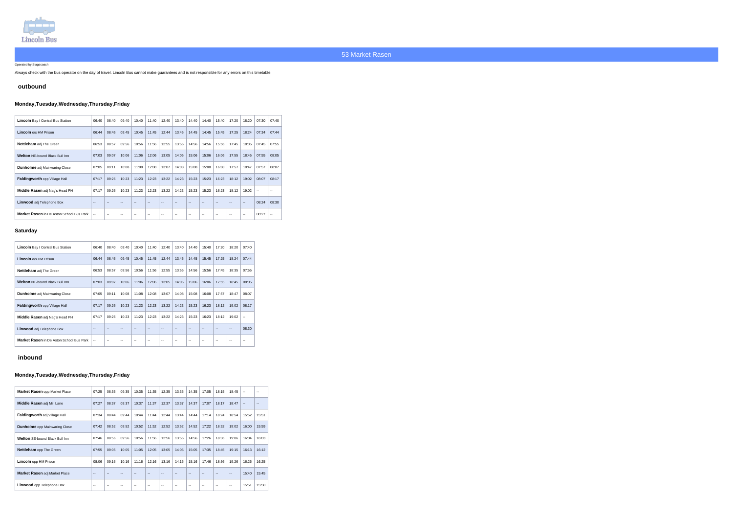Lincoln Bus

## 53 Market Rasen

Operated by Stagecoach

Always check with the bus operator on the day of travel. Lincoln Bus cannot make guarantees and is not responsible for any errors on this timetable.

### outbound

#### Monday,Tuesday,Wednesday,Thursday,Friday

| | | | | | | | | | | | | | | |
|---|---|---|---|---|---|---|---|---|---|---|---|---|---|---|
| **Lincoln** Bay I Central Bus Station | 06:40 | 08:40 | 09:40 | 10:40 | 11:40 | 12:40 | 13:40 | 14:40 | 14:40 | 15:40 | 17:20 | 18:20 | 07:30 | 07:40 |
| **Lincoln** o/s HM Prison | 06:44 | 08:46 | 09:45 | 10:45 | 11:45 | 12:44 | 13:45 | 14:45 | 14:45 | 15:45 | 17:25 | 18:24 | 07:34 | 07:44 |
| **Nettleham** adj The Green | 06:53 | 08:57 | 09:56 | 10:56 | 11:56 | 12:55 | 13:56 | 14:56 | 14:56 | 15:56 | 17:45 | 18:35 | 07:45 | 07:55 |
| **Welton** NE-bound Black Bull Inn | 07:03 | 09:07 | 10:06 | 11:06 | 12:06 | 13:05 | 14:06 | 15:06 | 15:06 | 16:06 | 17:55 | 18:45 | 07:55 | 08:05 |
| **Dunholme** adj Mainwaring Close | 07:05 | 09:11 | 10:08 | 11:08 | 12:08 | 13:07 | 14:08 | 15:08 | 15:08 | 16:08 | 17:57 | 18:47 | 07:57 | 08:07 |
| **Faldingworth** opp Village Hall | 07:17 | 09:26 | 10:23 | 11:23 | 12:23 | 13:22 | 14:23 | 15:23 | 15:23 | 16:23 | 18:12 | 19:02 | 08:07 | 08:17 |
| **Middle Rasen** adj Nag's Head PH | 07:17 | 09:26 | 10:23 | 11:23 | 12:23 | 13:22 | 14:23 | 15:23 | 15:23 | 16:23 | 18:12 | 19:02 | -- | -- |
| **Linwood** adj Telephone Box | -- | -- | -- | -- | -- | -- | -- | -- | -- | -- | -- | -- | 08:24 | 08:30 |
| **Market Rasen** in De Aston School Bus Park | -- | -- | -- | -- | -- | -- | -- | -- | -- | -- | -- | -- | 08:27 | -- |

#### Saturday

| | | | | | | | | | | | | |
|---|---|---|---|---|---|---|---|---|---|---|---|---|
| **Lincoln** Bay I Central Bus Station | 06:40 | 08:40 | 09:40 | 10:40 | 11:40 | 12:40 | 13:40 | 14:40 | 15:40 | 17:20 | 18:20 | 07:40 |
| **Lincoln** o/s HM Prison | 06:44 | 08:46 | 09:45 | 10:45 | 11:45 | 12:44 | 13:45 | 14:45 | 15:45 | 17:25 | 18:24 | 07:44 |
| **Nettleham** adj The Green | 06:53 | 08:57 | 09:56 | 10:56 | 11:56 | 12:55 | 13:56 | 14:56 | 15:56 | 17:45 | 18:35 | 07:55 |
| **Welton** NE-bound Black Bull Inn | 07:03 | 09:07 | 10:06 | 11:06 | 12:06 | 13:05 | 14:06 | 15:06 | 16:06 | 17:55 | 18:45 | 08:05 |
| **Dunholme** adj Mainwaring Close | 07:05 | 09:11 | 10:08 | 11:08 | 12:08 | 13:07 | 14:08 | 15:08 | 16:08 | 17:57 | 18:47 | 08:07 |
| **Faldingworth** opp Village Hall | 07:17 | 09:26 | 10:23 | 11:23 | 12:23 | 13:22 | 14:23 | 15:23 | 16:23 | 18:12 | 19:02 | 08:17 |
| **Middle Rasen** adj Nag's Head PH | 07:17 | 09:26 | 10:23 | 11:23 | 12:23 | 13:22 | 14:23 | 15:23 | 16:23 | 18:12 | 19:02 | -- |
| **Linwood** adj Telephone Box | -- | -- | -- | -- | -- | -- | -- | -- | -- | -- | -- | 08:30 |
| **Market Rasen** in De Aston School Bus Park | -- | -- | -- | -- | -- | -- | -- | -- | -- | -- | -- | -- |

### inbound

#### Monday,Tuesday,Wednesday,Thursday,Friday

| | | | | | | | | | | | | | |
|---|---|---|---|---|---|---|---|---|---|---|---|---|---|
| **Market Rasen** opp Market Place | 07:25 | 08:35 | 09:35 | 10:35 | 11:35 | 12:35 | 13:35 | 14:35 | 17:05 | 18:15 | 18:45 | -- | -- |
| **Middle Rasen** adj Mill Lane | 07:27 | 08:37 | 09:37 | 10:37 | 11:37 | 12:37 | 13:37 | 14:37 | 17:07 | 18:17 | 18:47 | -- | -- |
| **Faldingworth** adj Village Hall | 07:34 | 08:44 | 09:44 | 10:44 | 11:44 | 12:44 | 13:44 | 14:44 | 17:14 | 18:24 | 18:54 | 15:52 | 15:51 |
| **Dunholme** opp Mainwaring Close | 07:42 | 08:52 | 09:52 | 10:52 | 11:52 | 12:52 | 13:52 | 14:52 | 17:22 | 18:32 | 19:02 | 16:00 | 15:59 |
| **Welton** SE-bound Black Bull Inn | 07:46 | 08:56 | 09:56 | 10:56 | 11:56 | 12:56 | 13:56 | 14:56 | 17:26 | 18:36 | 19:06 | 16:04 | 16:03 |
| **Nettleham** opp The Green | 07:55 | 09:05 | 10:05 | 11:05 | 12:05 | 13:05 | 14:05 | 15:05 | 17:35 | 18:45 | 19:15 | 16:13 | 16:12 |
| **Lincoln** opp HM Prison | 08:06 | 09:16 | 10:16 | 11:16 | 12:16 | 13:16 | 14:16 | 15:16 | 17:46 | 18:56 | 19:26 | 16:26 | 16:25 |
| **Market Rasen** adj Market Place | -- | -- | -- | -- | -- | -- | -- | -- | -- | -- | -- | 15:40 | 15:45 |
| **Linwood** opp Telephone Box | -- | -- | -- | -- | -- | -- | -- | -- | -- | -- | -- | 15:51 | 15:50 |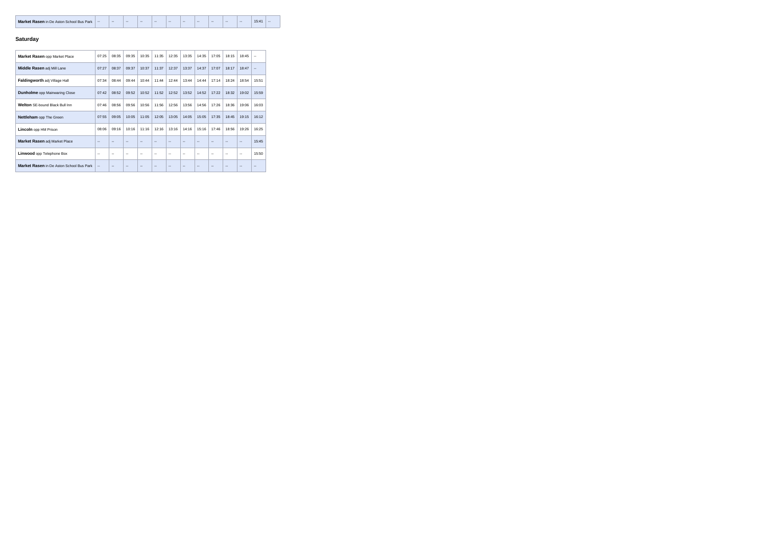| | | | | | | | | | | | | | |
|---|---|---|---|---|---|---|---|---|---|---|---|---|---|
| **Market Rasen** in De Aston School Bus Park | -- | -- | -- | -- | -- | -- | -- | -- | -- | -- | -- | 15:41 | -- |

### Saturday

| | | | | | | | | | | | | |
|---|---|---|---|---|---|---|---|---|---|---|---|---|
| **Market Rasen** opp Market Place | 07:25 | 08:35 | 09:35 | 10:35 | 11:35 | 12:35 | 13:35 | 14:35 | 17:05 | 18:15 | 18:45 | -- |
| **Middle Rasen** adj Mill Lane | 07:27 | 08:37 | 09:37 | 10:37 | 11:37 | 12:37 | 13:37 | 14:37 | 17:07 | 18:17 | 18:47 | -- |
| **Faldingworth** adj Village Hall | 07:34 | 08:44 | 09:44 | 10:44 | 11:44 | 12:44 | 13:44 | 14:44 | 17:14 | 18:24 | 18:54 | 15:51 |
| **Dunholme** opp Mainwaring Close | 07:42 | 08:52 | 09:52 | 10:52 | 11:52 | 12:52 | 13:52 | 14:52 | 17:22 | 18:32 | 19:02 | 15:59 |
| **Welton** SE-bound Black Bull Inn | 07:46 | 08:56 | 09:56 | 10:56 | 11:56 | 12:56 | 13:56 | 14:56 | 17:26 | 18:36 | 19:06 | 16:03 |
| **Nettleham** opp The Green | 07:55 | 09:05 | 10:05 | 11:05 | 12:05 | 13:05 | 14:05 | 15:05 | 17:35 | 18:45 | 19:15 | 16:12 |
| **Lincoln** opp HM Prison | 08:06 | 09:16 | 10:16 | 11:16 | 12:16 | 13:16 | 14:16 | 15:16 | 17:46 | 18:56 | 19:26 | 16:25 |
| **Market Rasen** adj Market Place | -- | -- | -- | -- | -- | -- | -- | -- | -- | -- | -- | 15:45 |
| **Linwood** opp Telephone Box | -- | -- | -- | -- | -- | -- | -- | -- | -- | -- | -- | 15:50 |
| **Market Rasen** in De Aston School Bus Park | -- | -- | -- | -- | -- | -- | -- | -- | -- | -- | -- | -- |